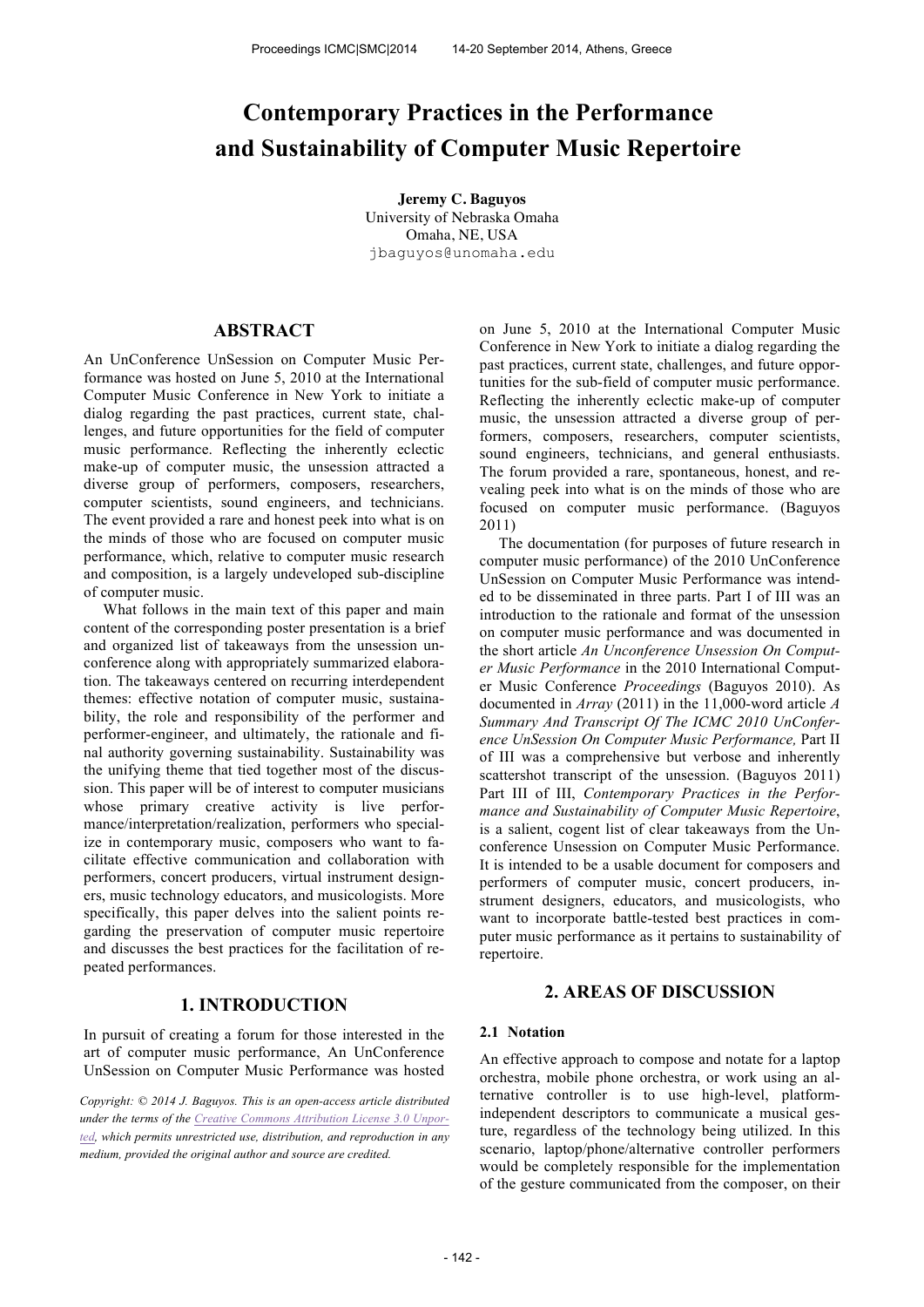# Contemporary Practices in the Performance and Sustainability of Computer Music Repertoire

**Jeremy C. Baguyos**
University of Nebraska Omaha
Omaha, NE, USA
jbaguyos@unomaha.edu

## ABSTRACT

An UnConference UnSession on Computer Music Performance was hosted on June 5, 2010 at the International Computer Music Conference in New York to initiate a dialog regarding the past practices, current state, challenges, and future opportunities for the field of computer music performance. Reflecting the inherently eclectic make-up of computer music, the unsession attracted a diverse group of performers, composers, researchers, computer scientists, sound engineers, and technicians. The event provided a rare and honest peek into what is on the minds of those who are focused on computer music performance, which, relative to computer music research and composition, is a largely undeveloped sub-discipline of computer music.

What follows in the main text of this paper and main content of the corresponding poster presentation is a brief and organized list of takeaways from the unsession unconference along with appropriately summarized elaboration. The takeaways centered on recurring interdependent themes: effective notation of computer music, sustainability, the role and responsibility of the performer and performer-engineer, and ultimately, the rationale and final authority governing sustainability. Sustainability was the unifying theme that tied together most of the discussion. This paper will be of interest to computer musicians whose primary creative activity is live performance/interpretation/realization, performers who specialize in contemporary music, composers who want to facilitate effective communication and collaboration with performers, concert producers, virtual instrument designers, music technology educators, and musicologists. More specifically, this paper delves into the salient points regarding the preservation of computer music repertoire and discusses the best practices for the facilitation of repeated performances.

## 1. INTRODUCTION

In pursuit of creating a forum for those interested in the art of computer music performance, An UnConference UnSession on Computer Music Performance was hosted on June 5, 2010 at the International Computer Music Conference in New York to initiate a dialog regarding the past practices, current state, challenges, and future opportunities for the sub-field of computer music performance. Reflecting the inherently eclectic make-up of computer music, the unsession attracted a diverse group of performers, composers, researchers, computer scientists, sound engineers, technicians, and general enthusiasts. The forum provided a rare, spontaneous, honest, and revealing peek into what is on the minds of those who are focused on computer music performance. (Baguyos 2011)

The documentation (for purposes of future research in computer music performance) of the 2010 UnConference UnSession on Computer Music Performance was intended to be disseminated in three parts. Part I of III was an introduction to the rationale and format of the unsession on computer music performance and was documented in the short article *An Unconference Unsession On Computer Music Performance* in the 2010 International Computer Music Conference *Proceedings* (Baguyos 2010). As documented in *Array* (2011) in the 11,000-word article *A Summary And Transcript Of The ICMC 2010 UnConference UnSession On Computer Music Performance,* Part II of III was a comprehensive but verbose and inherently scattershot transcript of the unsession. (Baguyos 2011) Part III of III, *Contemporary Practices in the Performance and Sustainability of Computer Music Repertoire*, is a salient, cogent list of clear takeaways from the Unconference Unsession on Computer Music Performance. It is intended to be a usable document for composers and performers of computer music, concert producers, instrument designers, educators, and musicologists, who want to incorporate battle-tested best practices in computer music performance as it pertains to sustainability of repertoire.

*Copyright: © 2014 J. Baguyos. This is an open-access article distributed under the terms of the Creative Commons Attribution License 3.0 Unported, which permits unrestricted use, distribution, and reproduction in any medium, provided the original author and source are credited.*

## 2. AREAS OF DISCUSSION

### 2.1 Notation

An effective approach to compose and notate for a laptop orchestra, mobile phone orchestra, or work using an alternative controller is to use high-level, platform-independent descriptors to communicate a musical gesture, regardless of the technology being utilized. In this scenario, laptop/phone/alternative controller performers would be completely responsible for the implementation of the gesture communicated from the composer, on their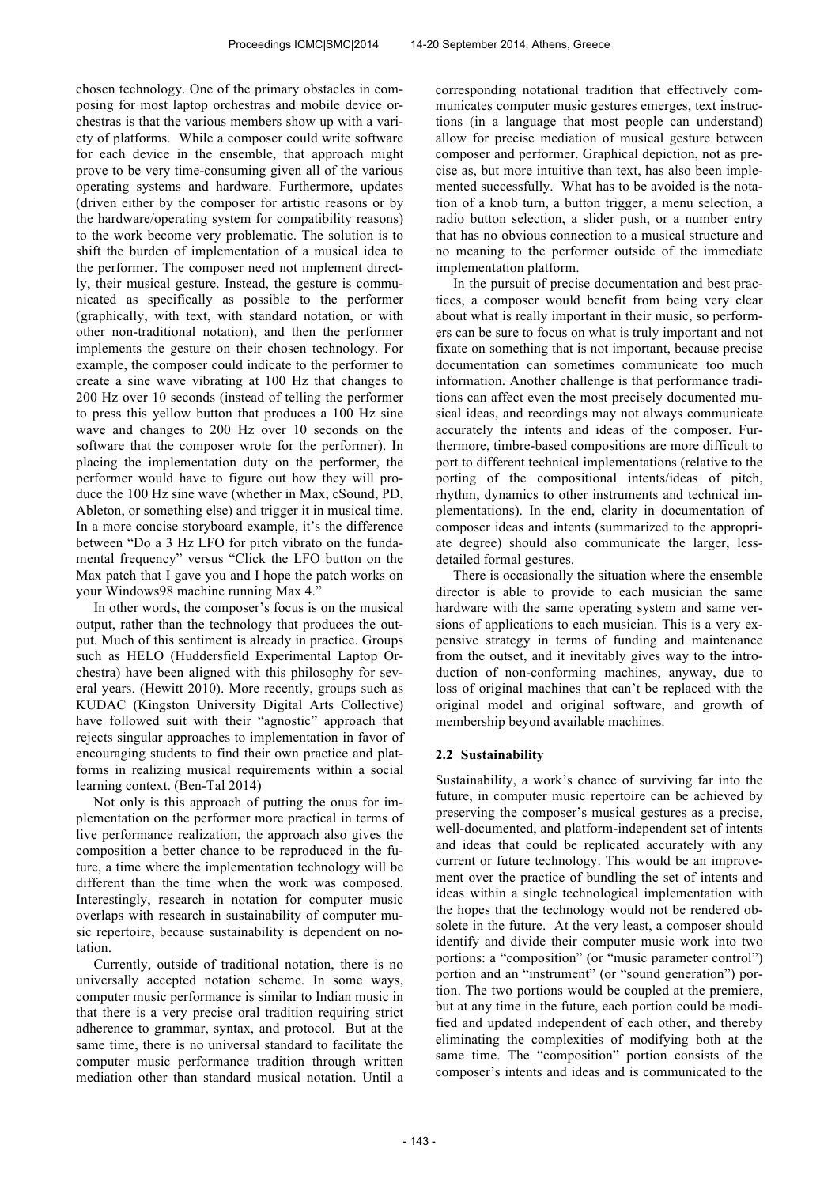chosen technology. One of the primary obstacles in composing for most laptop orchestras and mobile device orchestras is that the various members show up with a variety of platforms. While a composer could write software for each device in the ensemble, that approach might prove to be very time-consuming given all of the various operating systems and hardware. Furthermore, updates (driven either by the composer for artistic reasons or by the hardware/operating system for compatibility reasons) to the work become very problematic. The solution is to shift the burden of implementation of a musical idea to the performer. The composer need not implement directly, their musical gesture. Instead, the gesture is communicated as specifically as possible to the performer (graphically, with text, with standard notation, or with other non-traditional notation), and then the performer implements the gesture on their chosen technology. For example, the composer could indicate to the performer to create a sine wave vibrating at 100 Hz that changes to 200 Hz over 10 seconds (instead of telling the performer to press this yellow button that produces a 100 Hz sine wave and changes to 200 Hz over 10 seconds on the software that the composer wrote for the performer). In placing the implementation duty on the performer, the performer would have to figure out how they will produce the 100 Hz sine wave (whether in Max, cSound, PD, Ableton, or something else) and trigger it in musical time. In a more concise storyboard example, it's the difference between "Do a 3 Hz LFO for pitch vibrato on the fundamental frequency" versus "Click the LFO button on the Max patch that I gave you and I hope the patch works on your Windows98 machine running Max 4."

In other words, the composer's focus is on the musical output, rather than the technology that produces the output. Much of this sentiment is already in practice. Groups such as HELO (Huddersfield Experimental Laptop Orchestra) have been aligned with this philosophy for several years. (Hewitt 2010). More recently, groups such as KUDAC (Kingston University Digital Arts Collective) have followed suit with their "agnostic" approach that rejects singular approaches to implementation in favor of encouraging students to find their own practice and platforms in realizing musical requirements within a social learning context. (Ben-Tal 2014)

Not only is this approach of putting the onus for implementation on the performer more practical in terms of live performance realization, the approach also gives the composition a better chance to be reproduced in the future, a time where the implementation technology will be different than the time when the work was composed. Interestingly, research in notation for computer music overlaps with research in sustainability of computer music repertoire, because sustainability is dependent on notation.

Currently, outside of traditional notation, there is no universally accepted notation scheme. In some ways, computer music performance is similar to Indian music in that there is a very precise oral tradition requiring strict adherence to grammar, syntax, and protocol. But at the same time, there is no universal standard to facilitate the computer music performance tradition through written mediation other than standard musical notation. Until a corresponding notational tradition that effectively communicates computer music gestures emerges, text instructions (in a language that most people can understand) allow for precise mediation of musical gesture between composer and performer. Graphical depiction, not as precise as, but more intuitive than text, has also been implemented successfully. What has to be avoided is the notation of a knob turn, a button trigger, a menu selection, a radio button selection, a slider push, or a number entry that has no obvious connection to a musical structure and no meaning to the performer outside of the immediate implementation platform.

In the pursuit of precise documentation and best practices, a composer would benefit from being very clear about what is really important in their music, so performers can be sure to focus on what is truly important and not fixate on something that is not important, because precise documentation can sometimes communicate too much information. Another challenge is that performance traditions can affect even the most precisely documented musical ideas, and recordings may not always communicate accurately the intents and ideas of the composer. Furthermore, timbre-based compositions are more difficult to port to different technical implementations (relative to the porting of the compositional intents/ideas of pitch, rhythm, dynamics to other instruments and technical implementations). In the end, clarity in documentation of composer ideas and intents (summarized to the appropriate degree) should also communicate the larger, less-detailed formal gestures.

There is occasionally the situation where the ensemble director is able to provide to each musician the same hardware with the same operating system and same versions of applications to each musician. This is a very expensive strategy in terms of funding and maintenance from the outset, and it inevitably gives way to the introduction of non-conforming machines, anyway, due to loss of original machines that can't be replaced with the original model and original software, and growth of membership beyond available machines.

### 2.2 Sustainability

Sustainability, a work's chance of surviving far into the future, in computer music repertoire can be achieved by preserving the composer's musical gestures as a precise, well-documented, and platform-independent set of intents and ideas that could be replicated accurately with any current or future technology. This would be an improvement over the practice of bundling the set of intents and ideas within a single technological implementation with the hopes that the technology would not be rendered obsolete in the future. At the very least, a composer should identify and divide their computer music work into two portions: a "composition" (or "music parameter control") portion and an "instrument" (or "sound generation") portion. The two portions would be coupled at the premiere, but at any time in the future, each portion could be modified and updated independent of each other, and thereby eliminating the complexities of modifying both at the same time. The "composition" portion consists of the composer's intents and ideas and is communicated to the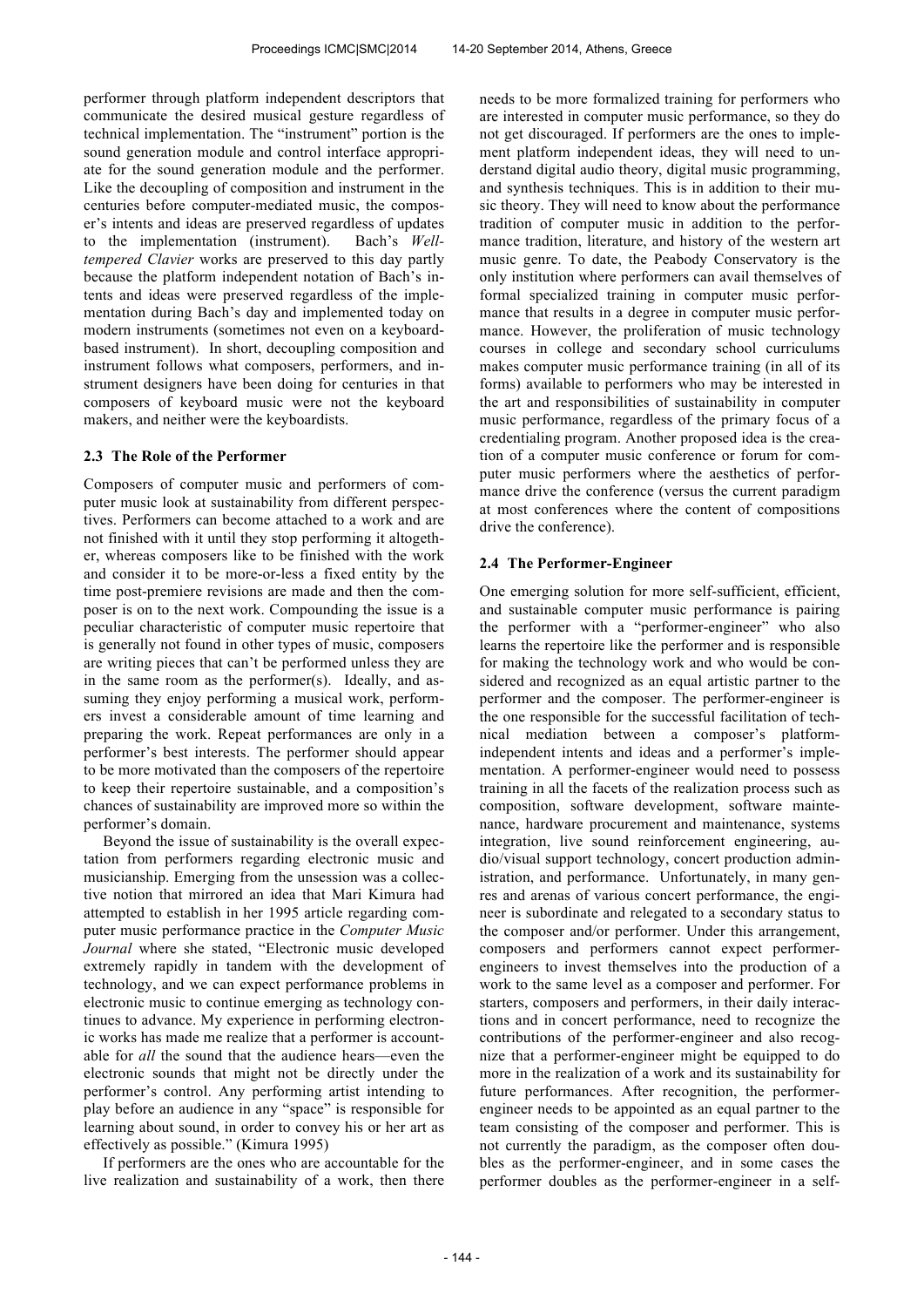performer through platform independent descriptors that communicate the desired musical gesture regardless of technical implementation. The "instrument" portion is the sound generation module and control interface appropriate for the sound generation module and the performer. Like the decoupling of composition and instrument in the centuries before computer-mediated music, the composer's intents and ideas are preserved regardless of updates to the implementation (instrument). Bach's *Well-tempered Clavier* works are preserved to this day partly because the platform independent notation of Bach's intents and ideas were preserved regardless of the implementation during Bach's day and implemented today on modern instruments (sometimes not even on a keyboard-based instrument). In short, decoupling composition and instrument follows what composers, performers, and instrument designers have been doing for centuries in that composers of keyboard music were not the keyboard makers, and neither were the keyboardists.

### 2.3 The Role of the Performer

Composers of computer music and performers of computer music look at sustainability from different perspectives. Performers can become attached to a work and are not finished with it until they stop performing it altogether, whereas composers like to be finished with the work and consider it to be more-or-less a fixed entity by the time post-premiere revisions are made and then the composer is on to the next work. Compounding the issue is a peculiar characteristic of computer music repertoire that is generally not found in other types of music, composers are writing pieces that can't be performed unless they are in the same room as the performer(s). Ideally, and assuming they enjoy performing a musical work, performers invest a considerable amount of time learning and preparing the work. Repeat performances are only in a performer's best interests. The performer should appear to be more motivated than the composers of the repertoire to keep their repertoire sustainable, and a composition's chances of sustainability are improved more so within the performer's domain.

Beyond the issue of sustainability is the overall expectation from performers regarding electronic music and musicianship. Emerging from the unsession was a collective notion that mirrored an idea that Mari Kimura had attempted to establish in her 1995 article regarding computer music performance practice in the *Computer Music Journal* where she stated, "Electronic music developed extremely rapidly in tandem with the development of technology, and we can expect performance problems in electronic music to continue emerging as technology continues to advance. My experience in performing electronic works has made me realize that a performer is accountable for *all* the sound that the audience hears—even the electronic sounds that might not be directly under the performer's control. Any performing artist intending to play before an audience in any "space" is responsible for learning about sound, in order to convey his or her art as effectively as possible." (Kimura 1995)

If performers are the ones who are accountable for the live realization and sustainability of a work, then there needs to be more formalized training for performers who are interested in computer music performance, so they do not get discouraged. If performers are the ones to implement platform independent ideas, they will need to understand digital audio theory, digital music programming, and synthesis techniques. This is in addition to their music theory. They will need to know about the performance tradition of computer music in addition to the performance tradition, literature, and history of the western art music genre. To date, the Peabody Conservatory is the only institution where performers can avail themselves of formal specialized training in computer music performance that results in a degree in computer music performance. However, the proliferation of music technology courses in college and secondary school curriculums makes computer music performance training (in all of its forms) available to performers who may be interested in the art and responsibilities of sustainability in computer music performance, regardless of the primary focus of a credentialing program. Another proposed idea is the creation of a computer music conference or forum for computer music performers where the aesthetics of performance drive the conference (versus the current paradigm at most conferences where the content of compositions drive the conference).

### 2.4 The Performer-Engineer

One emerging solution for more self-sufficient, efficient, and sustainable computer music performance is pairing the performer with a "performer-engineer" who also learns the repertoire like the performer and is responsible for making the technology work and who would be considered and recognized as an equal artistic partner to the performer and the composer. The performer-engineer is the one responsible for the successful facilitation of technical mediation between a composer's platform-independent intents and ideas and a performer's implementation. A performer-engineer would need to possess training in all the facets of the realization process such as composition, software development, software maintenance, hardware procurement and maintenance, systems integration, live sound reinforcement engineering, audio/visual support technology, concert production administration, and performance. Unfortunately, in many genres and arenas of various concert performance, the engineer is subordinate and relegated to a secondary status to the composer and/or performer. Under this arrangement, composers and performers cannot expect performer-engineers to invest themselves into the production of a work to the same level as a composer and performer. For starters, composers and performers, in their daily interactions and in concert performance, need to recognize the contributions of the performer-engineer and also recognize that a performer-engineer might be equipped to do more in the realization of a work and its sustainability for future performances. After recognition, the performer-engineer needs to be appointed as an equal partner to the team consisting of the composer and performer. This is not currently the paradigm, as the composer often doubles as the performer-engineer, and in some cases the performer doubles as the performer-engineer in a self-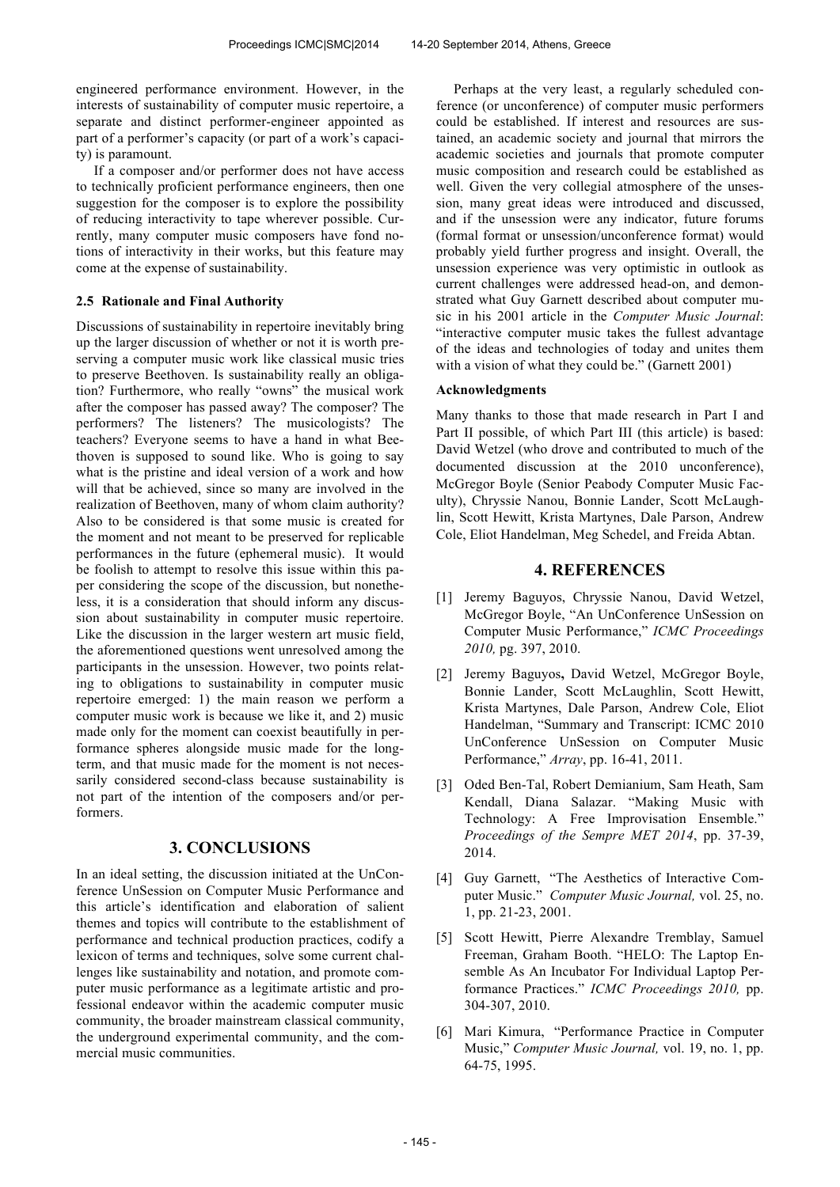engineered performance environment. However, in the interests of sustainability of computer music repertoire, a separate and distinct performer-engineer appointed as part of a performer's capacity (or part of a work's capacity) is paramount.

If a composer and/or performer does not have access to technically proficient performance engineers, then one suggestion for the composer is to explore the possibility of reducing interactivity to tape wherever possible. Currently, many computer music composers have fond notions of interactivity in their works, but this feature may come at the expense of sustainability.

### 2.5 Rationale and Final Authority

Discussions of sustainability in repertoire inevitably bring up the larger discussion of whether or not it is worth preserving a computer music work like classical music tries to preserve Beethoven. Is sustainability really an obligation? Furthermore, who really "owns" the musical work after the composer has passed away? The composer? The performers? The listeners? The musicologists? The teachers? Everyone seems to have a hand in what Beethoven is supposed to sound like. Who is going to say what is the pristine and ideal version of a work and how will that be achieved, since so many are involved in the realization of Beethoven, many of whom claim authority? Also to be considered is that some music is created for the moment and not meant to be preserved for replicable performances in the future (ephemeral music). It would be foolish to attempt to resolve this issue within this paper considering the scope of the discussion, but nonetheless, it is a consideration that should inform any discussion about sustainability in computer music repertoire. Like the discussion in the larger western art music field, the aforementioned questions went unresolved among the participants in the unsession. However, two points relating to obligations to sustainability in computer music repertoire emerged: 1) the main reason we perform a computer music work is because we like it, and 2) music made only for the moment can coexist beautifully in performance spheres alongside music made for the long-term, and that music made for the moment is not necessarily considered second-class because sustainability is not part of the intention of the composers and/or performers.

## 3. CONCLUSIONS

In an ideal setting, the discussion initiated at the UnConference UnSession on Computer Music Performance and this article's identification and elaboration of salient themes and topics will contribute to the establishment of performance and technical production practices, codify a lexicon of terms and techniques, solve some current challenges like sustainability and notation, and promote computer music performance as a legitimate artistic and professional endeavor within the academic computer music community, the broader mainstream classical community, the underground experimental community, and the commercial music communities.

Perhaps at the very least, a regularly scheduled conference (or unconference) of computer music performers could be established. If interest and resources are sustained, an academic society and journal that mirrors the academic societies and journals that promote computer music composition and research could be established as well. Given the very collegial atmosphere of the unsession, many great ideas were introduced and discussed, and if the unsession were any indicator, future forums (formal format or unsession/unconference format) would probably yield further progress and insight. Overall, the unsession experience was very optimistic in outlook as current challenges were addressed head-on, and demonstrated what Guy Garnett described about computer music in his 2001 article in the *Computer Music Journal*: "interactive computer music takes the fullest advantage of the ideas and technologies of today and unites them with a vision of what they could be." (Garnett 2001)

### Acknowledgments

Many thanks to those that made research in Part I and Part II possible, of which Part III (this article) is based: David Wetzel (who drove and contributed to much of the documented discussion at the 2010 unconference), McGregor Boyle (Senior Peabody Computer Music Faculty), Chryssie Nanou, Bonnie Lander, Scott McLaughlin, Scott Hewitt, Krista Martynes, Dale Parson, Andrew Cole, Eliot Handelman, Meg Schedel, and Freida Abtan.

## 4. REFERENCES

[1] Jeremy Baguyos, Chryssie Nanou, David Wetzel, McGregor Boyle, "An UnConference UnSession on Computer Music Performance," *ICMC Proceedings 2010,* pg. 397, 2010.

[2] Jeremy Baguyos**,** David Wetzel, McGregor Boyle, Bonnie Lander, Scott McLaughlin, Scott Hewitt, Krista Martynes, Dale Parson, Andrew Cole, Eliot Handelman, "Summary and Transcript: ICMC 2010 UnConference UnSession on Computer Music Performance," *Array*, pp. 16-41, 2011.

[3] Oded Ben-Tal, Robert Demianium, Sam Heath, Sam Kendall, Diana Salazar. "Making Music with Technology: A Free Improvisation Ensemble." *Proceedings of the Sempre MET 2014*, pp. 37-39, 2014.

[4] Guy Garnett, "The Aesthetics of Interactive Computer Music." *Computer Music Journal,* vol. 25, no. 1, pp. 21-23, 2001.

[5] Scott Hewitt, Pierre Alexandre Tremblay, Samuel Freeman, Graham Booth. "HELO: The Laptop Ensemble As An Incubator For Individual Laptop Performance Practices." *ICMC Proceedings 2010,* pp. 304-307, 2010.

[6] Mari Kimura, "Performance Practice in Computer Music," *Computer Music Journal,* vol. 19, no. 1, pp. 64-75, 1995.